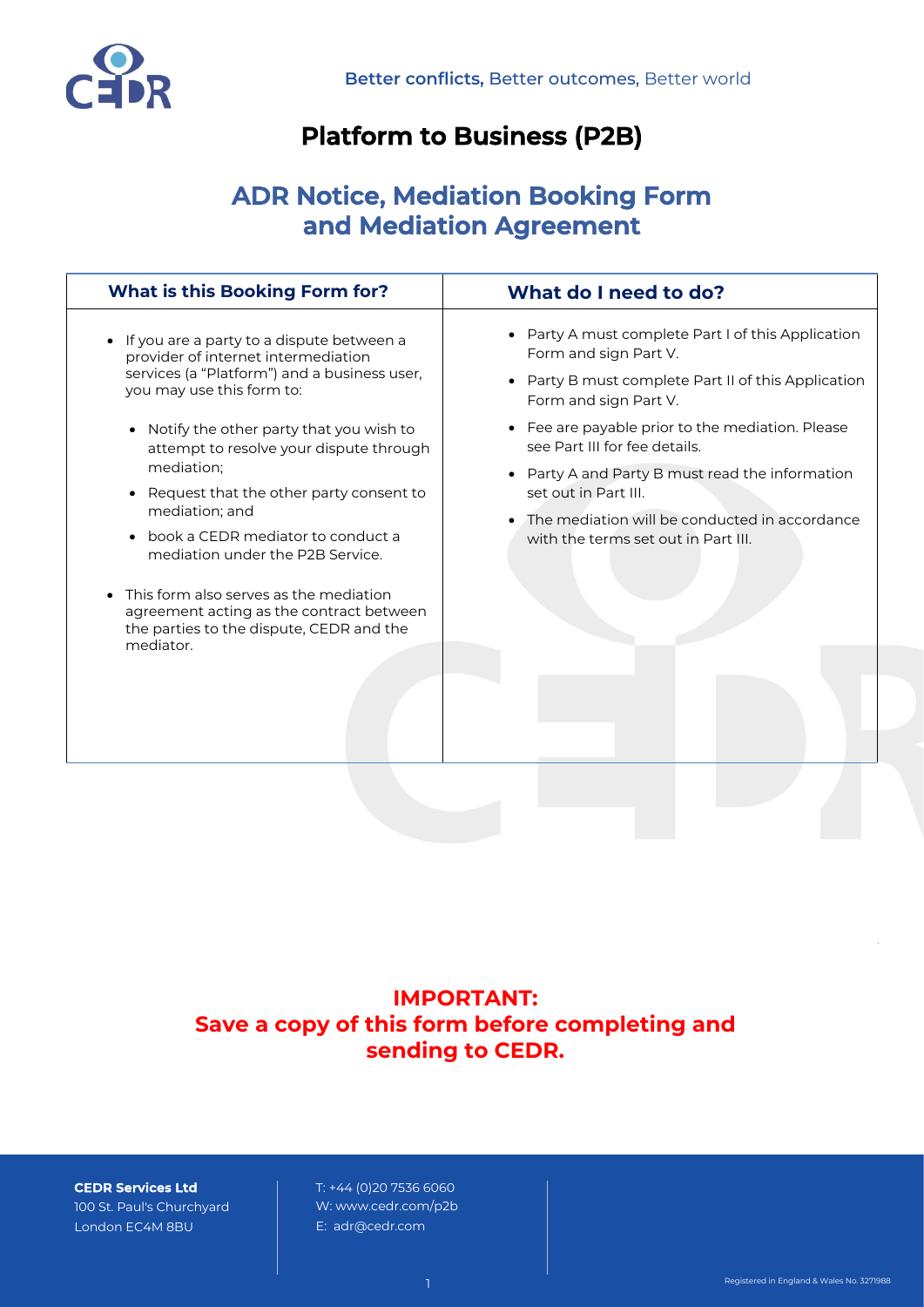Better conflicts, Better outcomes, Better world

# Platform to Business (P2B)

## ADR Notice, Mediation Booking Form and Mediation Agreement

| What is this Booking Form for? | What do I need to do? |
| --- | --- |
| • If you are a party to a dispute between a provider of internet intermediation services (a "Platform") and a business user, you may use this form to:<br>  • Notify the other party that you wish to attempt to resolve your dispute through mediation;<br>  • Request that the other party consent to mediation; and<br>  • book a CEDR mediator to conduct a mediation under the P2B Service.<br>• This form also serves as the mediation agreement acting as the contract between the parties to the dispute, CEDR and the mediator. | • Party A must complete Part I of this Application Form and sign Part V.<br>• Party B must complete Part II of this Application Form and sign Part V.<br>• Fee are payable prior to the mediation. Please see Part III for fee details.<br>• Party A and Party B must read the information set out in Part III.<br>• The mediation will be conducted in accordance with the terms set out in Part III. |

**IMPORTANT:**
**Save a copy of this form before completing and sending to CEDR.**

**CEDR Services Ltd**
100 St. Paul's Churchyard
London EC4M 8BU

T: +44 (0)20 7536 6060
W: www.cedr.com/p2b
E: adr@cedr.com

Registered in England & Wales No. 3271988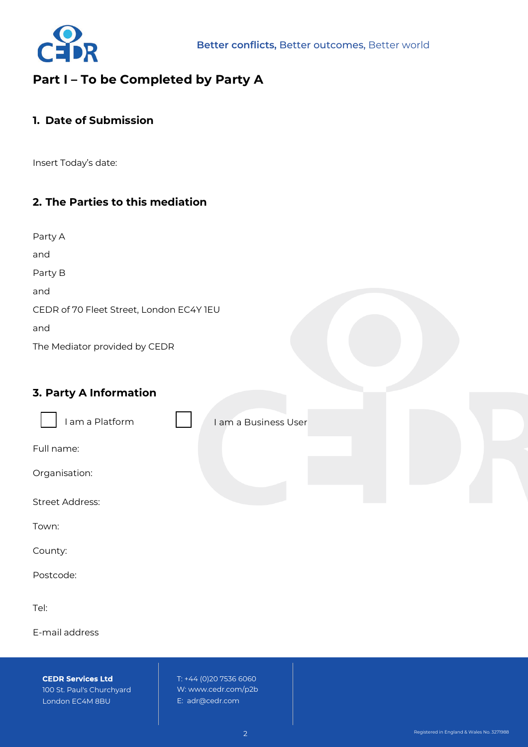## Part I – To be Completed by Party A

### 1. Date of Submission

Insert Today's date:

### 2. The Parties to this mediation

Party A

and

Party B

and

CEDR of 70 Fleet Street, London EC4Y 1EU

and

The Mediator provided by CEDR

### 3. Party A Information

☐ I am a Platform ☐ I am a Business User

Full name:

Organisation:

Street Address:

Town:

County:

Postcode:

Tel:

E-mail address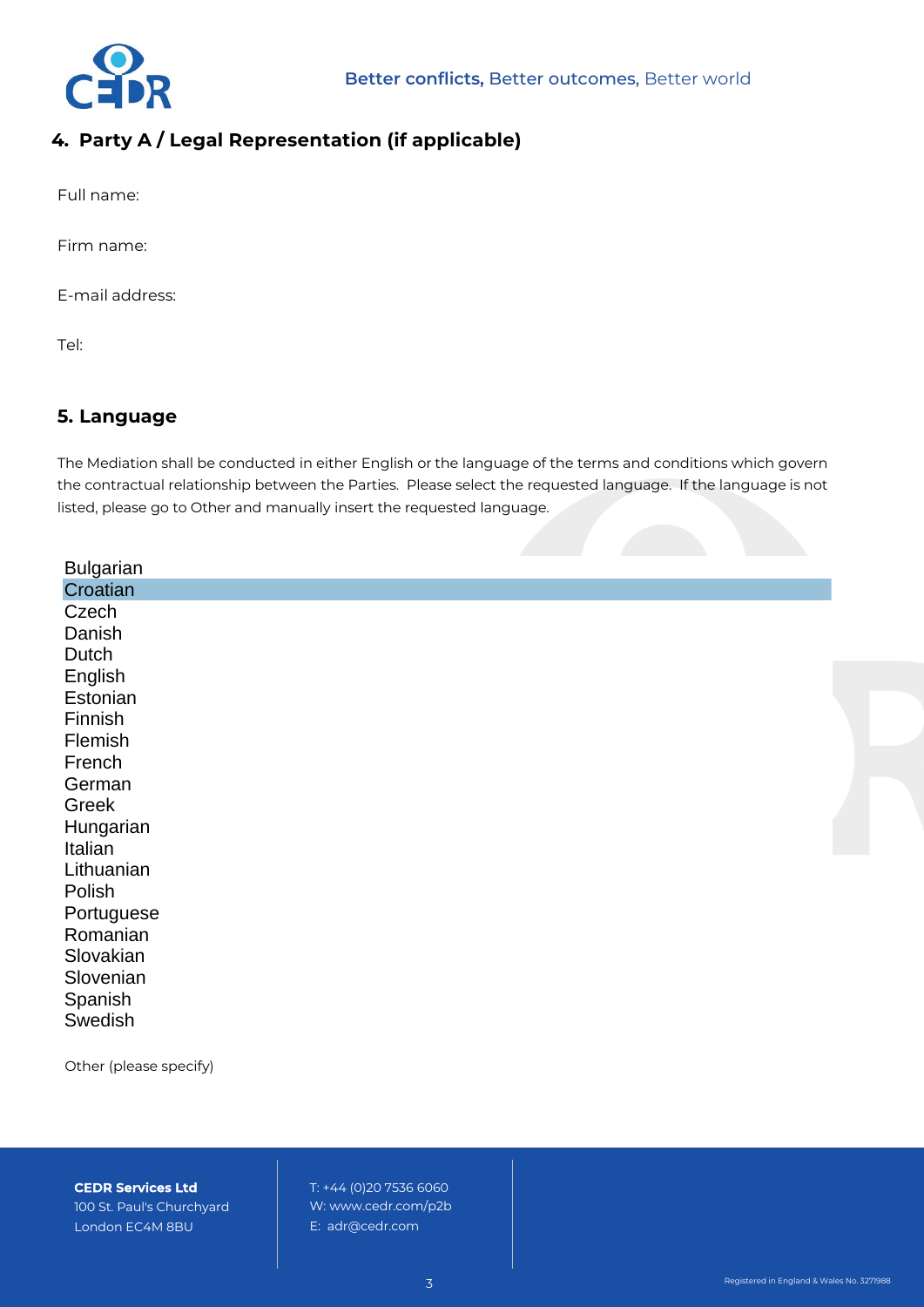## 4. Party A / Legal Representation (if applicable)

Full name:

Firm name:

E-mail address:

Tel:

## 5. Language

The Mediation shall be conducted in either English or the language of the terms and conditions which govern the contractual relationship between the Parties. Please select the requested language. If the language is not listed, please go to Other and manually insert the requested language.

- Bulgarian
- Croatian
- Czech
- Danish
- Dutch
- English
- Estonian
- Finnish
- Flemish
- French
- German
- Greek
- Hungarian
- Italian
- Lithuanian
- Polish
- Portuguese
- Romanian
- Slovakian
- Slovenian
- Spanish
- Swedish

Other (please specify)

**CEDR Services Ltd**
100 St. Paul's Churchyard
London EC4M 8BU

T: +44 (0)20 7536 6060
W: www.cedr.com/p2b
E: adr@cedr.com

Registered in England & Wales No. 3271988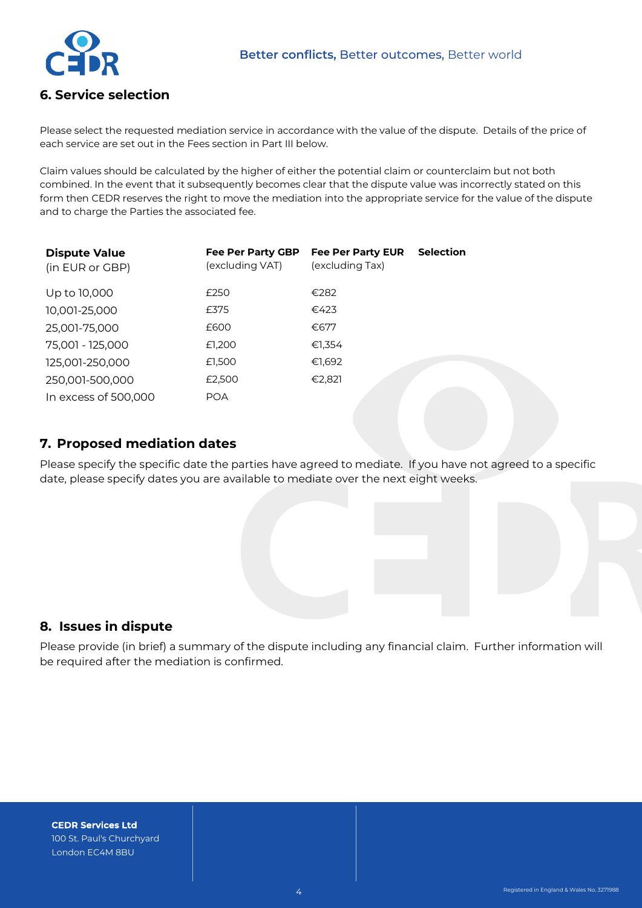## 6. Service selection

Please select the requested mediation service in accordance with the value of the dispute. Details of the price of each service are set out in the Fees section in Part III below.

Claim values should be calculated by the higher of either the potential claim or counterclaim but not both combined. In the event that it subsequently becomes clear that the dispute value was incorrectly stated on this form then CEDR reserves the right to move the mediation into the appropriate service for the value of the dispute and to charge the Parties the associated fee.

| **Dispute Value** (in EUR or GBP) | **Fee Per Party GBP** (excluding VAT) | **Fee Per Party EUR** (excluding Tax) | **Selection** |
|---|---|---|---|
| Up to 10,000 | £250 | €282 | |
| 10,001-25,000 | £375 | €423 | |
| 25,001-75,000 | £600 | €677 | |
| 75,001 - 125,000 | £1,200 | €1,354 | |
| 125,001-250,000 | £1,500 | €1,692 | |
| 250,001-500,000 | £2,500 | €2,821 | |
| In excess of 500,000 | POA | | |

## 7. Proposed mediation dates

Please specify the specific date the parties have agreed to mediate. If you have not agreed to a specific date, please specify dates you are available to mediate over the next eight weeks.

## 8. Issues in dispute

Please provide (in brief) a summary of the dispute including any financial claim. Further information will be required after the mediation is confirmed.

**CEDR Services Ltd**
100 St. Paul's Churchyard
London EC4M 8BU

Registered in England & Wales No. 3271988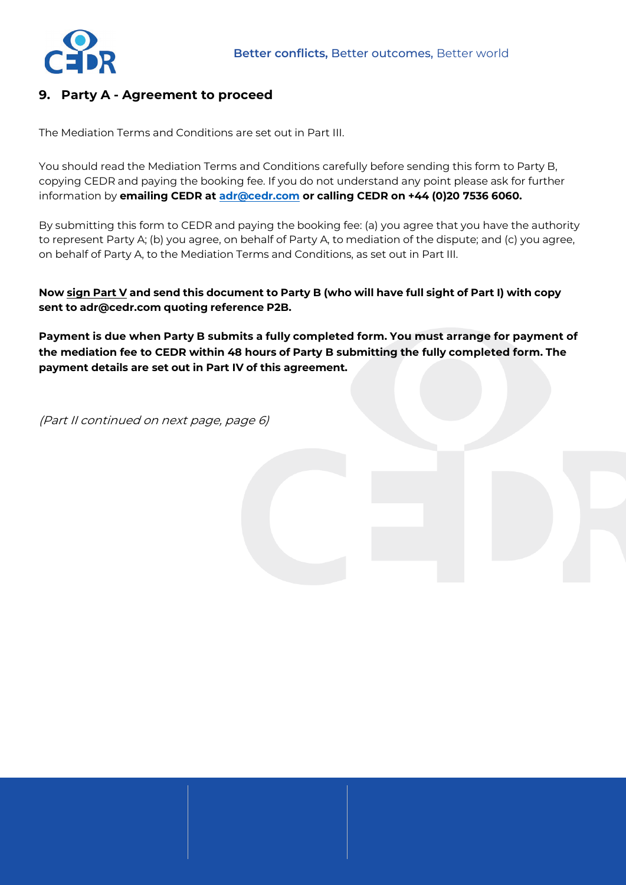## 9. Party A - Agreement to proceed

The Mediation Terms and Conditions are set out in Part III.

You should read the Mediation Terms and Conditions carefully before sending this form to Party B, copying CEDR and paying the booking fee. If you do not understand any point please ask for further information by **emailing CEDR at adr@cedr.com or calling CEDR on +44 (0)20 7536 6060.**

By submitting this form to CEDR and paying the booking fee: (a) you agree that you have the authority to represent Party A; (b) you agree, on behalf of Party A, to mediation of the dispute; and (c) you agree, on behalf of Party A, to the Mediation Terms and Conditions, as set out in Part III.

**Now sign Part V and send this document to Party B (who will have full sight of Part I) with copy sent to adr@cedr.com quoting reference P2B.**

**Payment is due when Party B submits a fully completed form. You must arrange for payment of the mediation fee to CEDR within 48 hours of Party B submitting the fully completed form. The payment details are set out in Part IV of this agreement.**

*(Part II continued on next page, page 6)*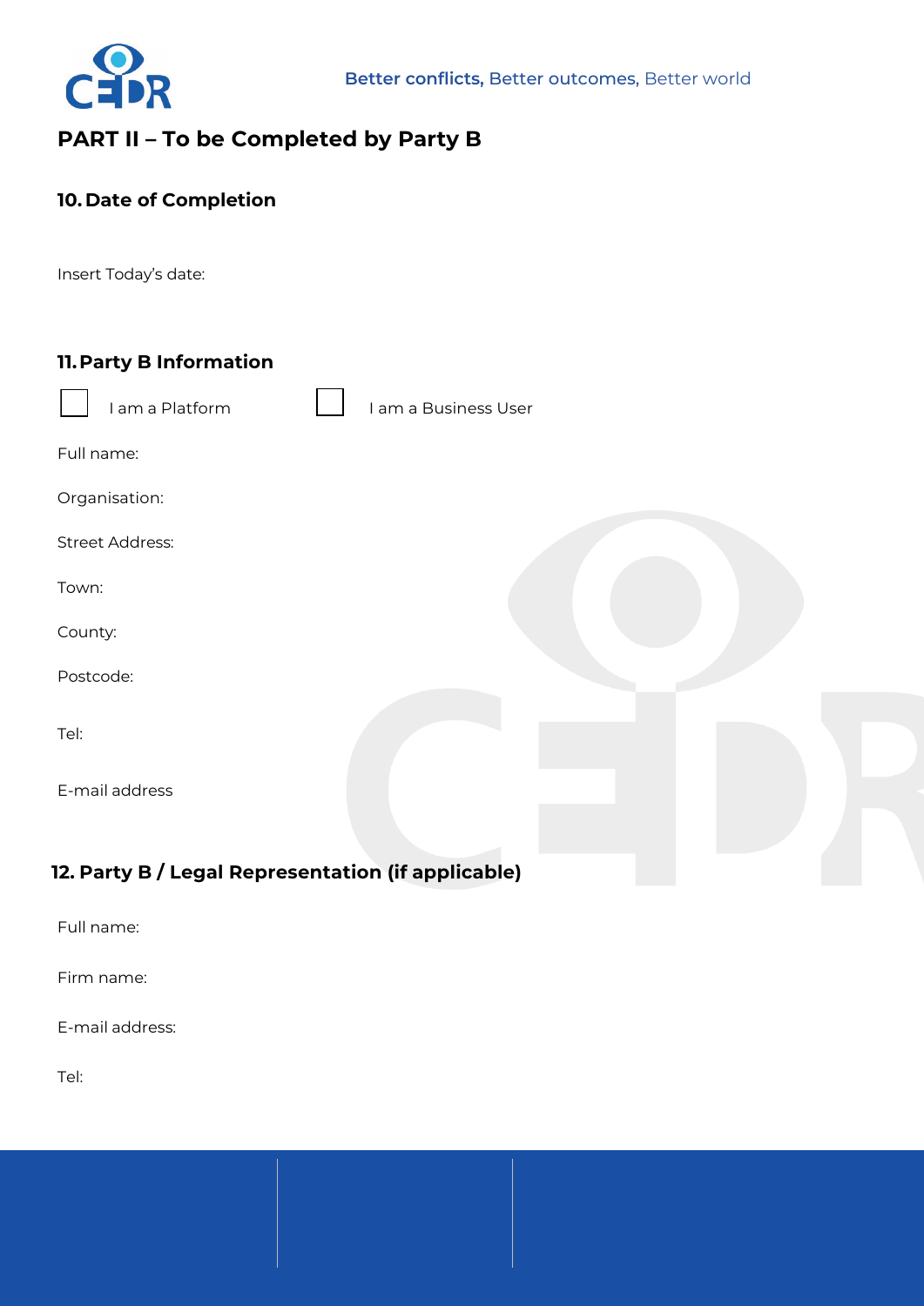## PART II – To be Completed by Party B

### 10. Date of Completion

Insert Today's date:

### 11. Party B Information

☐ I am a Platform ☐ I am a Business User

Full name:

Organisation:

Street Address:

Town:

County:

Postcode:

Tel:

E-mail address

### 12. Party B / Legal Representation (if applicable)

Full name:

Firm name:

E-mail address:

Tel: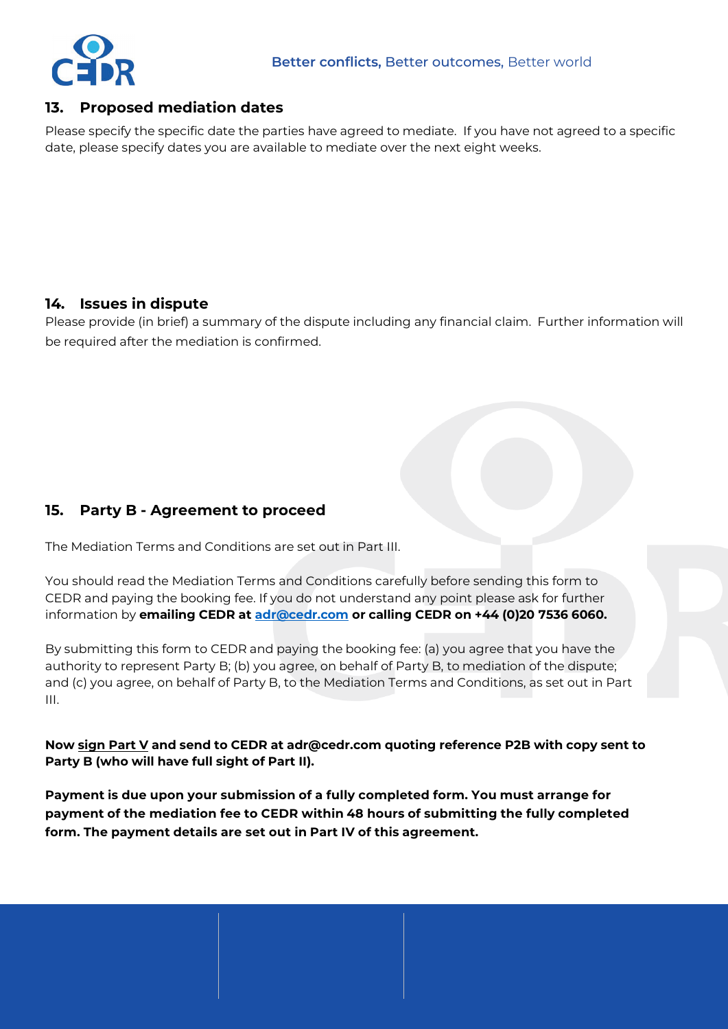## 13. Proposed mediation dates

Please specify the specific date the parties have agreed to mediate. If you have not agreed to a specific date, please specify dates you are available to mediate over the next eight weeks.

## 14. Issues in dispute

Please provide (in brief) a summary of the dispute including any financial claim. Further information will be required after the mediation is confirmed.

## 15. Party B - Agreement to proceed

The Mediation Terms and Conditions are set out in Part III.

You should read the Mediation Terms and Conditions carefully before sending this form to CEDR and paying the booking fee. If you do not understand any point please ask for further information by **emailing CEDR at adr@cedr.com or calling CEDR on +44 (0)20 7536 6060.**

By submitting this form to CEDR and paying the booking fee: (a) you agree that you have the authority to represent Party B; (b) you agree, on behalf of Party B, to mediation of the dispute; and (c) you agree, on behalf of Party B, to the Mediation Terms and Conditions, as set out in Part III.

**Now sign Part V and send to CEDR at adr@cedr.com quoting reference P2B with copy sent to Party B (who will have full sight of Part II).**

**Payment is due upon your submission of a fully completed form. You must arrange for payment of the mediation fee to CEDR within 48 hours of submitting the fully completed form. The payment details are set out in Part IV of this agreement.**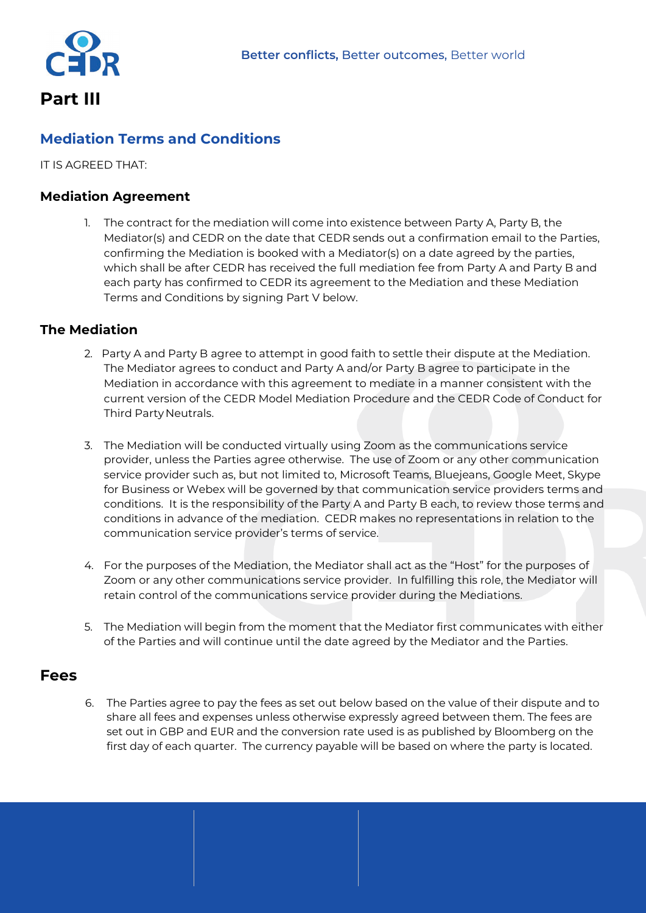# Part III

## Mediation Terms and Conditions

IT IS AGREED THAT:

### Mediation Agreement

1. The contract for the mediation will come into existence between Party A, Party B, the Mediator(s) and CEDR on the date that CEDR sends out a confirmation email to the Parties, confirming the Mediation is booked with a Mediator(s) on a date agreed by the parties, which shall be after CEDR has received the full mediation fee from Party A and Party B and each party has confirmed to CEDR its agreement to the Mediation and these Mediation Terms and Conditions by signing Part V below.

### The Mediation

2. Party A and Party B agree to attempt in good faith to settle their dispute at the Mediation. The Mediator agrees to conduct and Party A and/or Party B agree to participate in the Mediation in accordance with this agreement to mediate in a manner consistent with the current version of the CEDR Model Mediation Procedure and the CEDR Code of Conduct for Third Party Neutrals.

3. The Mediation will be conducted virtually using Zoom as the communications service provider, unless the Parties agree otherwise. The use of Zoom or any other communication service provider such as, but not limited to, Microsoft Teams, Bluejeans, Google Meet, Skype for Business or Webex will be governed by that communication service providers terms and conditions. It is the responsibility of the Party A and Party B each, to review those terms and conditions in advance of the mediation. CEDR makes no representations in relation to the communication service provider's terms of service.

4. For the purposes of the Mediation, the Mediator shall act as the "Host" for the purposes of Zoom or any other communications service provider. In fulfilling this role, the Mediator will retain control of the communications service provider during the Mediations.

5. The Mediation will begin from the moment that the Mediator first communicates with either of the Parties and will continue until the date agreed by the Mediator and the Parties.

## Fees

6. The Parties agree to pay the fees as set out below based on the value of their dispute and to share all fees and expenses unless otherwise expressly agreed between them. The fees are set out in GBP and EUR and the conversion rate used is as published by Bloomberg on the first day of each quarter. The currency payable will be based on where the party is located.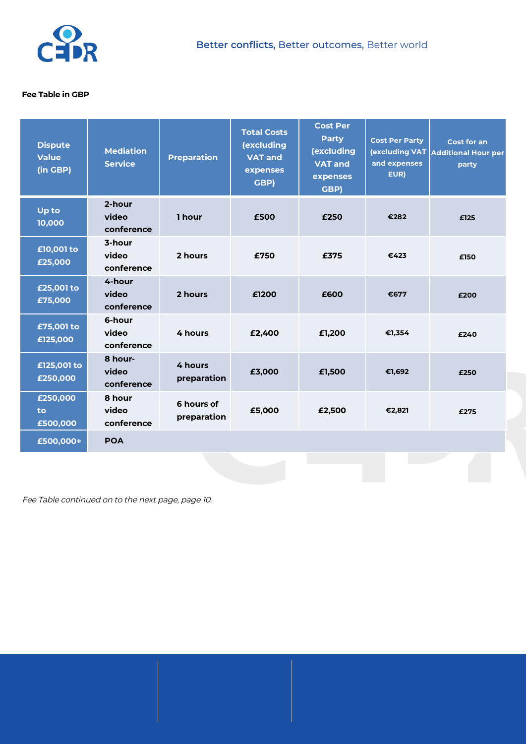**Fee Table in GBP**

| Dispute Value (in GBP) | Mediation Service | Preparation | Total Costs (excluding VAT and expenses GBP) | Cost Per Party (excluding VAT and expenses GBP) | Cost Per Party (excluding VAT and expenses EUR) | Cost for an Additional Hour per party |
|---|---|---|---|---|---|---|
| Up to 10,000 | 2-hour video conference | 1 hour | £500 | £250 | €282 | £125 |
| £10,001 to £25,000 | 3-hour video conference | 2 hours | £750 | £375 | €423 | £150 |
| £25,001 to £75,000 | 4-hour video conference | 2 hours | £1200 | £600 | €677 | £200 |
| £75,001 to £125,000 | 6-hour video conference | 4 hours | £2,400 | £1,200 | €1,354 | £240 |
| £125,001 to £250,000 | 8 hour-video conference | 4 hours preparation | £3,000 | £1,500 | €1,692 | £250 |
| £250,000 to £500,000 | 8 hour video conference | 6 hours of preparation | £5,000 | £2,500 | €2,821 | £275 |
| £500,000+ | POA | | | | | |

*Fee Table continued on to the next page, page 10.*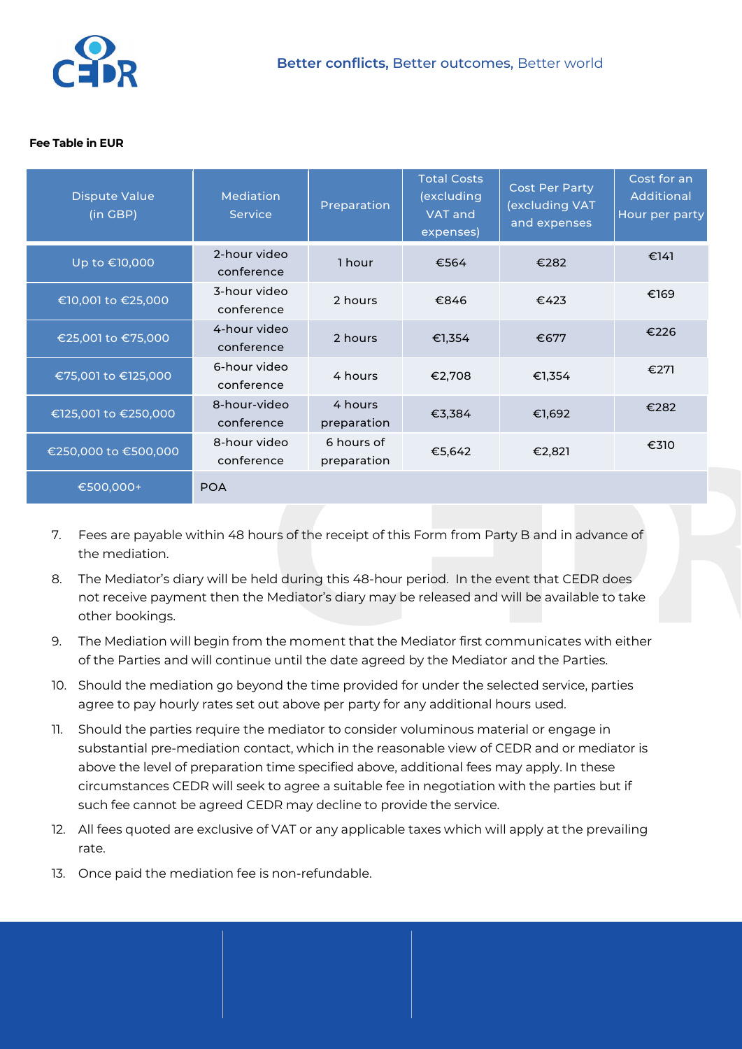**Fee Table in EUR**

| Dispute Value (in GBP) | Mediation Service | Preparation | Total Costs (excluding VAT and expenses) | Cost Per Party (excluding VAT and expenses | Cost for an Additional Hour per party |
|---|---|---|---|---|---|
| Up to €10,000 | 2-hour video conference | 1 hour | €564 | €282 | €141 |
| €10,001 to €25,000 | 3-hour video conference | 2 hours | €846 | €423 | €169 |
| €25,001 to €75,000 | 4-hour video conference | 2 hours | €1,354 | €677 | €226 |
| €75,001 to €125,000 | 6-hour video conference | 4 hours | €2,708 | €1,354 | €271 |
| €125,001 to €250,000 | 8-hour-video conference | 4 hours preparation | €3,384 | €1,692 | €282 |
| €250,000 to €500,000 | 8-hour video conference | 6 hours of preparation | €5,642 | €2,821 | €310 |
| €500,000+ | POA | | | | |

7. Fees are payable within 48 hours of the receipt of this Form from Party B and in advance of the mediation.
8. The Mediator's diary will be held during this 48-hour period. In the event that CEDR does not receive payment then the Mediator's diary may be released and will be available to take other bookings.
9. The Mediation will begin from the moment that the Mediator first communicates with either of the Parties and will continue until the date agreed by the Mediator and the Parties.
10. Should the mediation go beyond the time provided for under the selected service, parties agree to pay hourly rates set out above per party for any additional hours used.
11. Should the parties require the mediator to consider voluminous material or engage in substantial pre-mediation contact, which in the reasonable view of CEDR and or mediator is above the level of preparation time specified above, additional fees may apply. In these circumstances CEDR will seek to agree a suitable fee in negotiation with the parties but if such fee cannot be agreed CEDR may decline to provide the service.
12. All fees quoted are exclusive of VAT or any applicable taxes which will apply at the prevailing rate.
13. Once paid the mediation fee is non-refundable.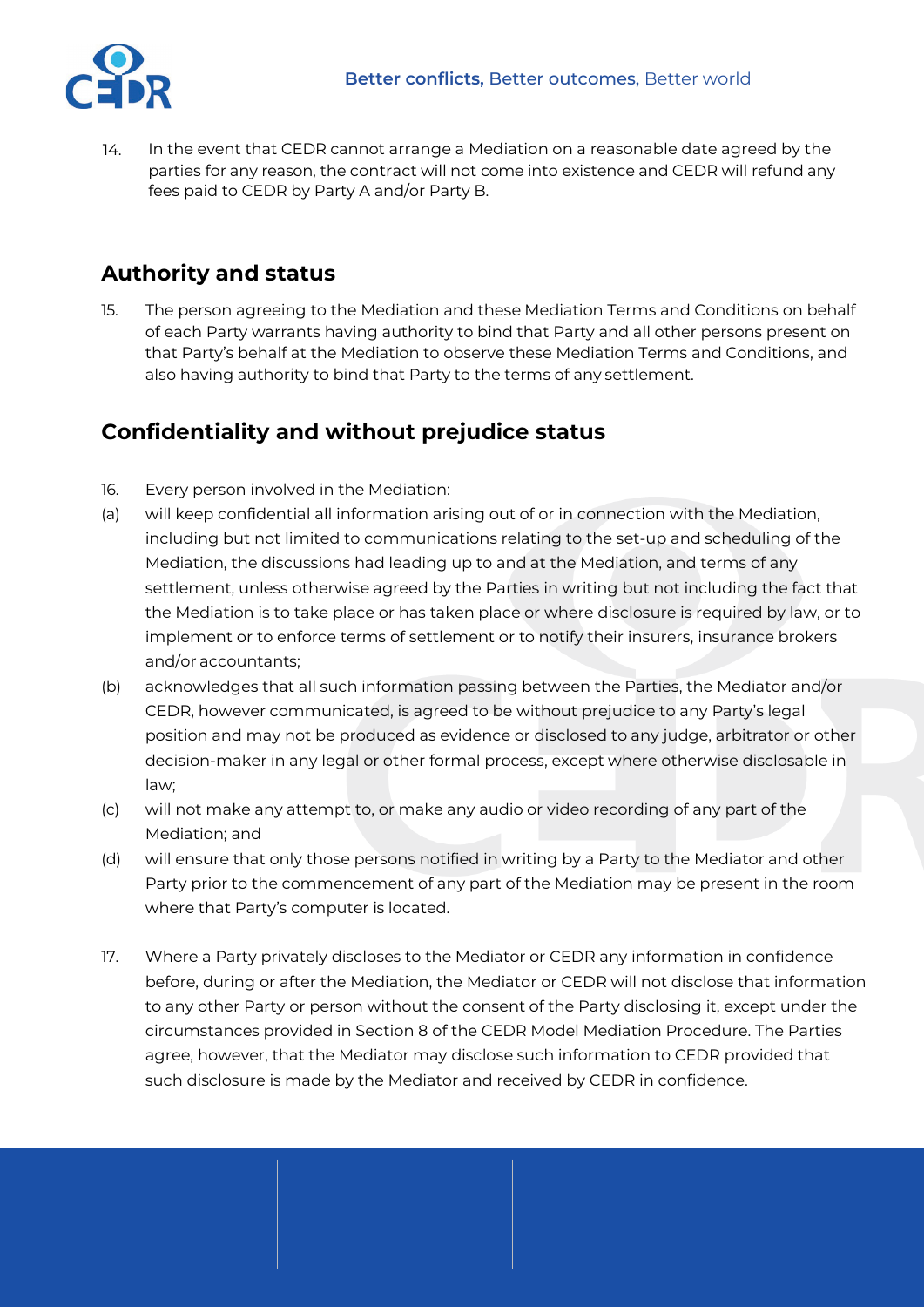14. In the event that CEDR cannot arrange a Mediation on a reasonable date agreed by the parties for any reason, the contract will not come into existence and CEDR will refund any fees paid to CEDR by Party A and/or Party B.

## Authority and status

15. The person agreeing to the Mediation and these Mediation Terms and Conditions on behalf of each Party warrants having authority to bind that Party and all other persons present on that Party's behalf at the Mediation to observe these Mediation Terms and Conditions, and also having authority to bind that Party to the terms of any settlement.

## Confidentiality and without prejudice status

16. Every person involved in the Mediation:

(a) will keep confidential all information arising out of or in connection with the Mediation, including but not limited to communications relating to the set-up and scheduling of the Mediation, the discussions had leading up to and at the Mediation, and terms of any settlement, unless otherwise agreed by the Parties in writing but not including the fact that the Mediation is to take place or has taken place or where disclosure is required by law, or to implement or to enforce terms of settlement or to notify their insurers, insurance brokers and/or accountants;

(b) acknowledges that all such information passing between the Parties, the Mediator and/or CEDR, however communicated, is agreed to be without prejudice to any Party's legal position and may not be produced as evidence or disclosed to any judge, arbitrator or other decision-maker in any legal or other formal process, except where otherwise disclosable in law;

(c) will not make any attempt to, or make any audio or video recording of any part of the Mediation; and

(d) will ensure that only those persons notified in writing by a Party to the Mediator and other Party prior to the commencement of any part of the Mediation may be present in the room where that Party's computer is located.

17. Where a Party privately discloses to the Mediator or CEDR any information in confidence before, during or after the Mediation, the Mediator or CEDR will not disclose that information to any other Party or person without the consent of the Party disclosing it, except under the circumstances provided in Section 8 of the CEDR Model Mediation Procedure. The Parties agree, however, that the Mediator may disclose such information to CEDR provided that such disclosure is made by the Mediator and received by CEDR in confidence.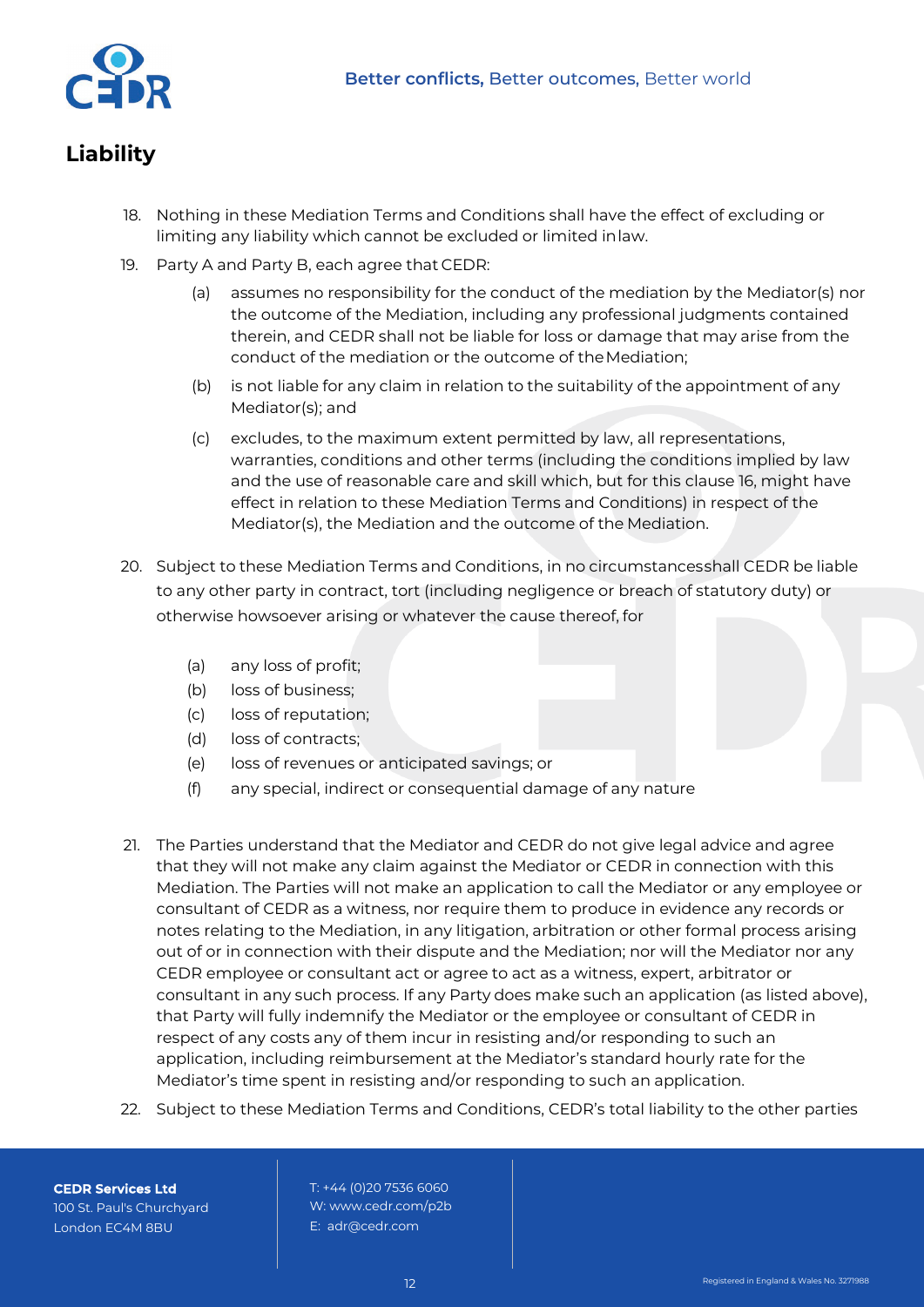## Liability

18. Nothing in these Mediation Terms and Conditions shall have the effect of excluding or limiting any liability which cannot be excluded or limited in law.
19. Party A and Party B, each agree that CEDR:
    (a) assumes no responsibility for the conduct of the mediation by the Mediator(s) nor the outcome of the Mediation, including any professional judgments contained therein, and CEDR shall not be liable for loss or damage that may arise from the conduct of the mediation or the outcome of the Mediation;
    (b) is not liable for any claim in relation to the suitability of the appointment of any Mediator(s); and
    (c) excludes, to the maximum extent permitted by law, all representations, warranties, conditions and other terms (including the conditions implied by law and the use of reasonable care and skill which, but for this clause 16, might have effect in relation to these Mediation Terms and Conditions) in respect of the Mediator(s), the Mediation and the outcome of the Mediation.
20. Subject to these Mediation Terms and Conditions, in no circumstances shall CEDR be liable to any other party in contract, tort (including negligence or breach of statutory duty) or otherwise howsoever arising or whatever the cause thereof, for
    (a) any loss of profit;
    (b) loss of business;
    (c) loss of reputation;
    (d) loss of contracts;
    (e) loss of revenues or anticipated savings; or
    (f) any special, indirect or consequential damage of any nature
21. The Parties understand that the Mediator and CEDR do not give legal advice and agree that they will not make any claim against the Mediator or CEDR in connection with this Mediation. The Parties will not make an application to call the Mediator or any employee or consultant of CEDR as a witness, nor require them to produce in evidence any records or notes relating to the Mediation, in any litigation, arbitration or other formal process arising out of or in connection with their dispute and the Mediation; nor will the Mediator nor any CEDR employee or consultant act or agree to act as a witness, expert, arbitrator or consultant in any such process. If any Party does make such an application (as listed above), that Party will fully indemnify the Mediator or the employee or consultant of CEDR in respect of any costs any of them incur in resisting and/or responding to such an application, including reimbursement at the Mediator's standard hourly rate for the Mediator's time spent in resisting and/or responding to such an application.
22. Subject to these Mediation Terms and Conditions, CEDR's total liability to the other parties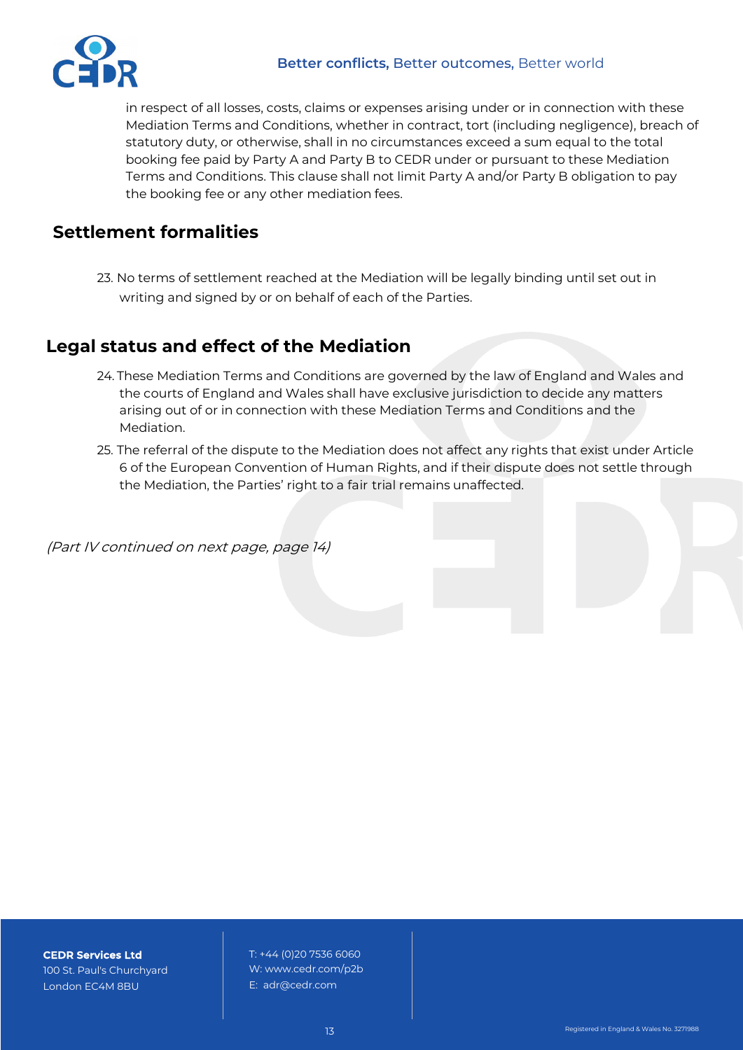in respect of all losses, costs, claims or expenses arising under or in connection with these Mediation Terms and Conditions, whether in contract, tort (including negligence), breach of statutory duty, or otherwise, shall in no circumstances exceed a sum equal to the total booking fee paid by Party A and Party B to CEDR under or pursuant to these Mediation Terms and Conditions. This clause shall not limit Party A and/or Party B obligation to pay the booking fee or any other mediation fees.

## Settlement formalities

23. No terms of settlement reached at the Mediation will be legally binding until set out in writing and signed by or on behalf of each of the Parties.

## Legal status and effect of the Mediation

24. These Mediation Terms and Conditions are governed by the law of England and Wales and the courts of England and Wales shall have exclusive jurisdiction to decide any matters arising out of or in connection with these Mediation Terms and Conditions and the Mediation.
25. The referral of the dispute to the Mediation does not affect any rights that exist under Article 6 of the European Convention of Human Rights, and if their dispute does not settle through the Mediation, the Parties' right to a fair trial remains unaffected.

*(Part IV continued on next page, page 14)*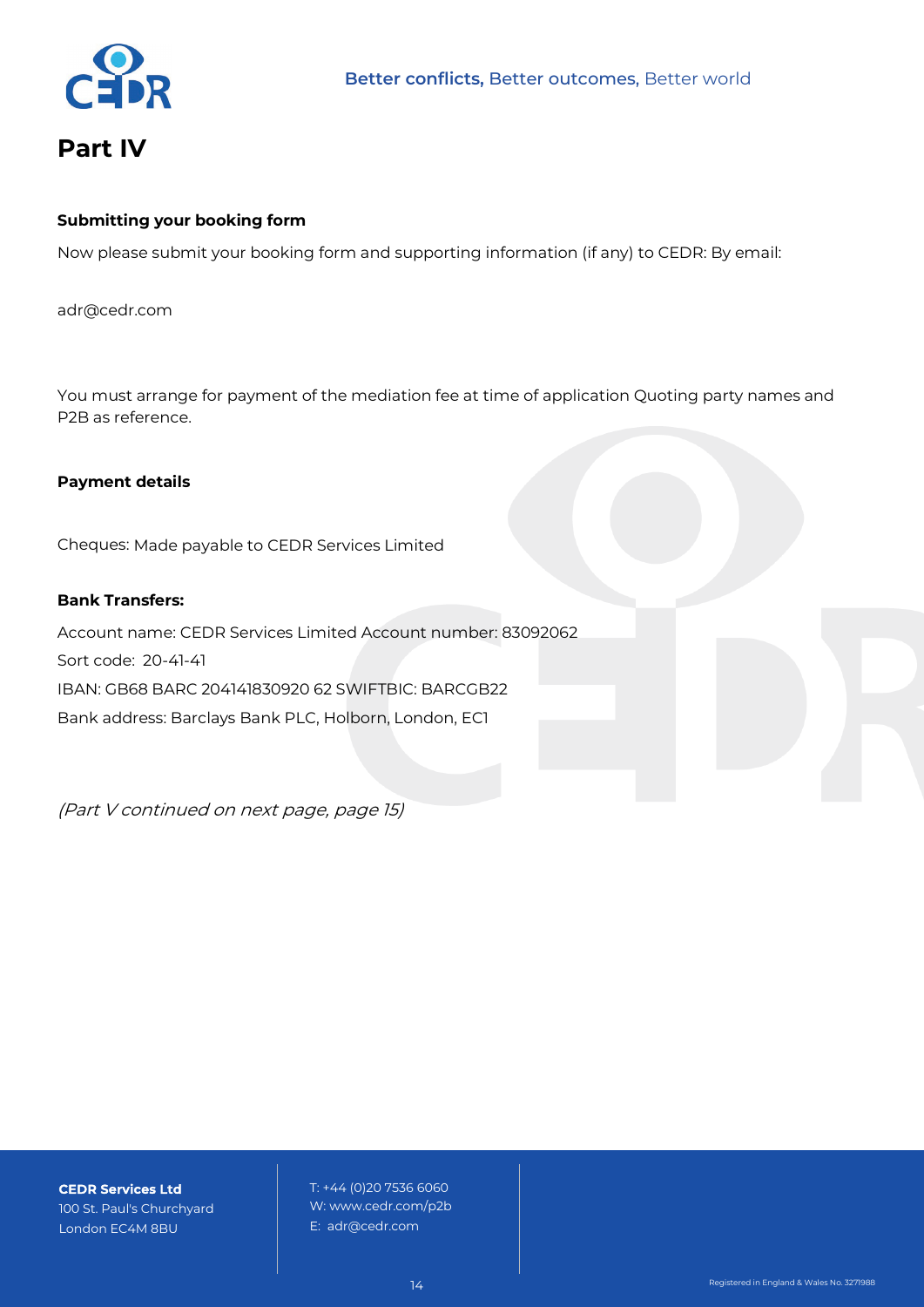# Part IV

**Submitting your booking form**

Now please submit your booking form and supporting information (if any) to CEDR: By email:

adr@cedr.com

You must arrange for payment of the mediation fee at time of application Quoting party names and P2B as reference.

**Payment details**

Cheques: Made payable to CEDR Services Limited

**Bank Transfers:**

Account name: CEDR Services Limited Account number: 83092062
Sort code: 20-41-41
IBAN: GB68 BARC 204141830920 62 SWIFTBIC: BARCGB22
Bank address: Barclays Bank PLC, Holborn, London, EC1

*(Part V continued on next page, page 15)*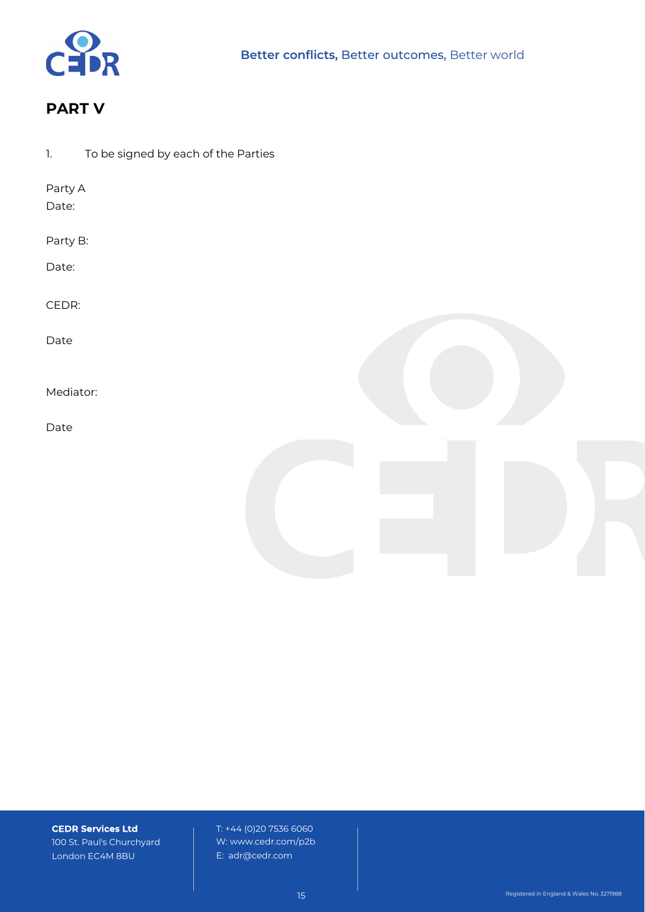## PART V

1. To be signed by each of the Parties

Party A

Date:

Party B:

Date:

CEDR:

Date

Mediator:

Date